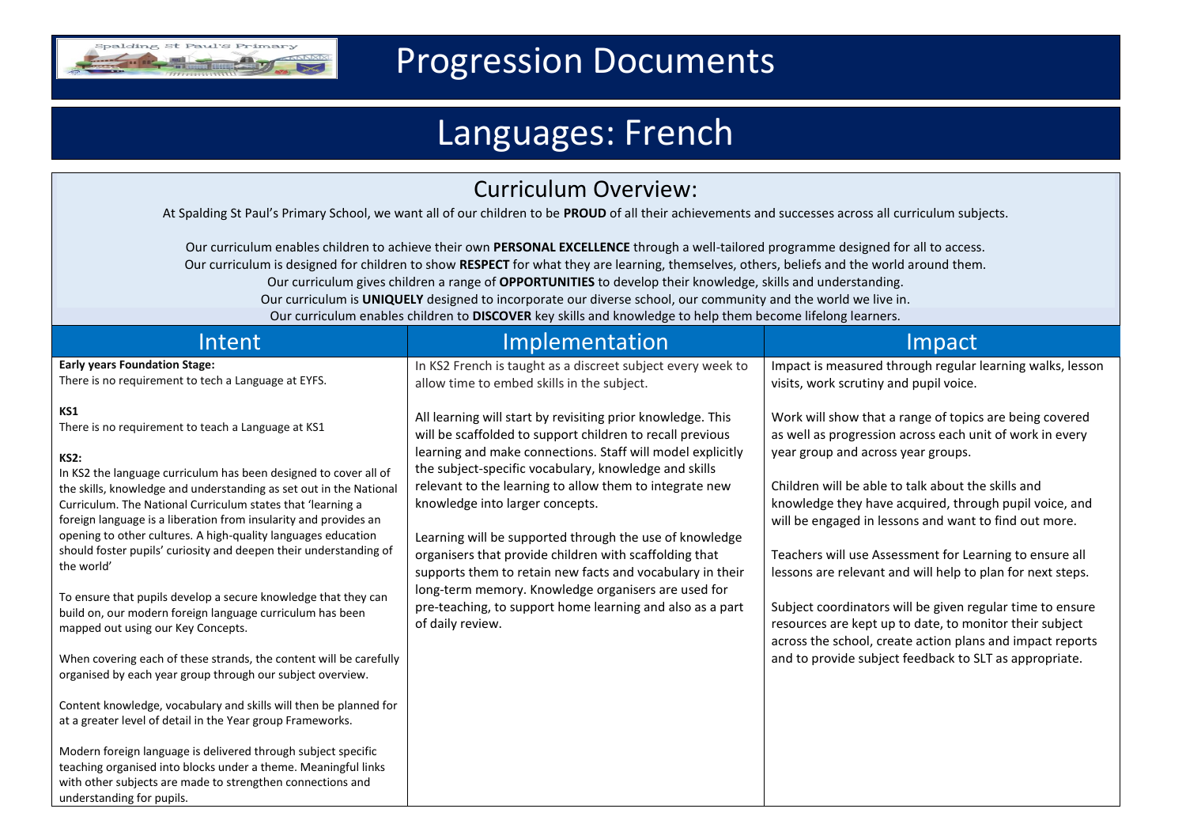# Progression Documents

# Languages: French

## Curriculum Overview:

At Spalding St Paul's Primary School, we want all of our children to be **PROUD** of all their achievements and successes across all curriculum subjects.

Our curriculum enables children to achieve their own **PERSONAL EXCELLENCE** through a well-tailored programme designed for all to access.
Our curriculum is designed for children to show **RESPECT** for what they are learning, themselves, others, beliefs and the world around them.
Our curriculum gives children a range of **OPPORTUNITIES** to develop their knowledge, skills and understanding.
Our curriculum is **UNIQUELY** designed to incorporate our diverse school, our community and the world we live in.
Our curriculum enables children to **DISCOVER** key skills and knowledge to help them become lifelong learners.

| Intent | Implementation | Impact |
|---|---|---|
| **Early years Foundation Stage:**<br>There is no requirement to tech a Language at EYFS.<br><br>**KS1**<br>There is no requirement to teach a Language at KS1<br><br>**KS2:**<br>In KS2 the language curriculum has been designed to cover all of the skills, knowledge and understanding as set out in the National Curriculum. The National Curriculum states that 'learning a foreign language is a liberation from insularity and provides an opening to other cultures. A high-quality languages education should foster pupils' curiosity and deepen their understanding of the world'<br><br>To ensure that pupils develop a secure knowledge that they can build on, our modern foreign language curriculum has been mapped out using our Key Concepts.<br><br>When covering each of these strands, the content will be carefully organised by each year group through our subject overview.<br><br>Content knowledge, vocabulary and skills will then be planned for at a greater level of detail in the Year group Frameworks.<br><br>Modern foreign language is delivered through subject specific teaching organised into blocks under a theme. Meaningful links with other subjects are made to strengthen connections and understanding for pupils. | In KS2 French is taught as a discreet subject every week to allow time to embed skills in the subject.<br><br>All learning will start by revisiting prior knowledge. This will be scaffolded to support children to recall previous learning and make connections. Staff will model explicitly the subject-specific vocabulary, knowledge and skills relevant to the learning to allow them to integrate new knowledge into larger concepts.<br><br>Learning will be supported through the use of knowledge organisers that provide children with scaffolding that supports them to retain new facts and vocabulary in their long-term memory. Knowledge organisers are used for pre-teaching, to support home learning and also as a part of daily review. | Impact is measured through regular learning walks, lesson visits, work scrutiny and pupil voice.<br><br>Work will show that a range of topics are being covered as well as progression across each unit of work in every year group and across year groups.<br><br>Children will be able to talk about the skills and knowledge they have acquired, through pupil voice, and will be engaged in lessons and want to find out more.<br><br>Teachers will use Assessment for Learning to ensure all lessons are relevant and will help to plan for next steps.<br><br>Subject coordinators will be given regular time to ensure resources are kept up to date, to monitor their subject across the school, create action plans and impact reports and to provide subject feedback to SLT as appropriate. |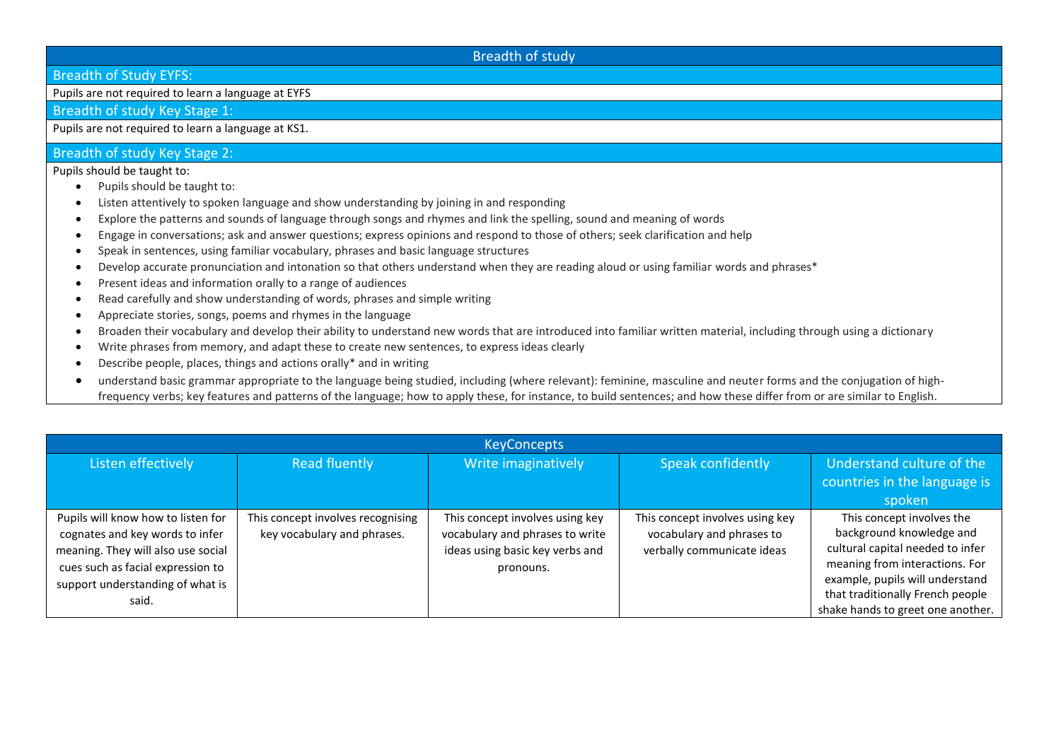## Breadth of study

### Breadth of Study EYFS:

Pupils are not required to learn a language at EYFS

### Breadth of study Key Stage 1:

Pupils are not required to learn a language at KS1.

### Breadth of study Key Stage 2:

Pupils should be taught to:

- Pupils should be taught to:
- Listen attentively to spoken language and show understanding by joining in and responding
- Explore the patterns and sounds of language through songs and rhymes and link the spelling, sound and meaning of words
- Engage in conversations; ask and answer questions; express opinions and respond to those of others; seek clarification and help
- Speak in sentences, using familiar vocabulary, phrases and basic language structures
- Develop accurate pronunciation and intonation so that others understand when they are reading aloud or using familiar words and phrases*
- Present ideas and information orally to a range of audiences
- Read carefully and show understanding of words, phrases and simple writing
- Appreciate stories, songs, poems and rhymes in the language
- Broaden their vocabulary and develop their ability to understand new words that are introduced into familiar written material, including through using a dictionary
- Write phrases from memory, and adapt these to create new sentences, to express ideas clearly
- Describe people, places, things and actions orally* and in writing
- understand basic grammar appropriate to the language being studied, including (where relevant): feminine, masculine and neuter forms and the conjugation of high-frequency verbs; key features and patterns of the language; how to apply these, for instance, to build sentences; and how these differ from or are similar to English.

## KeyConcepts

| Listen effectively | Read fluently | Write imaginatively | Speak confidently | Understand culture of the countries in the language is spoken |
|---|---|---|---|---|
| Pupils will know how to listen for cognates and key words to infer meaning. They will also use social cues such as facial expression to support understanding of what is said. | This concept involves recognising key vocabulary and phrases. | This concept involves using key vocabulary and phrases to write ideas using basic key verbs and pronouns. | This concept involves using key vocabulary and phrases to verbally communicate ideas | This concept involves the background knowledge and cultural capital needed to infer meaning from interactions. For example, pupils will understand that traditionally French people shake hands to greet one another. |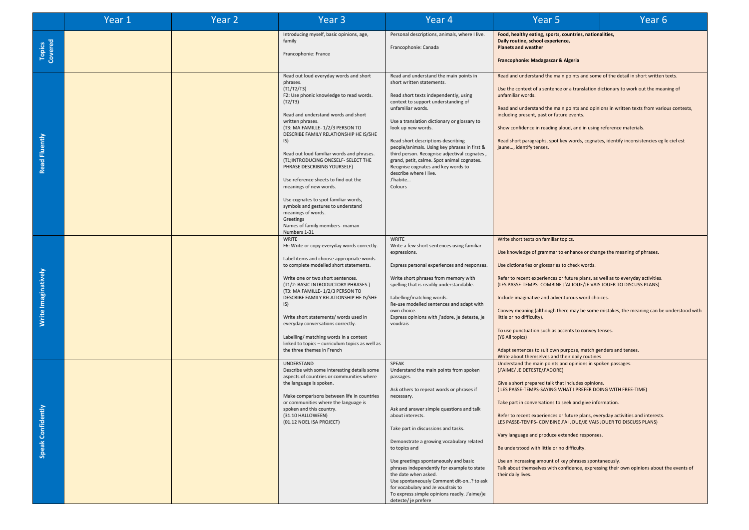| | Year 1 | Year 2 | Year 3 | Year 4 | Year 5 | Year 6 |
|---|---|---|---|---|---|---|
| **Topics Covered** | | | Introducing myself, basic opinions, age, family<br><br>Francophonie: France | Personal descriptions, animals, where I live.<br><br>Francophonie: Canada | **Food, healthy eating, sports, countries, nationalities, Daily routine, school experience, Planets and weather**<br><br>**Francophonie: Madagascar & Algeria** | |
| **Read Fluently** | | | Read out loud everyday words and short phrases.<br>(T1/T2/T3)<br>F2: Use phonic knowledge to read words.<br>(T2/T3)<br><br>Read and understand words and short written phrases.<br>(T3: MA FAMILLE- 1/2/3 PERSON TO DESCRIBE FAMILY RELATIONSHIP HE IS/SHE IS)<br><br>Read out loud familiar words and phrases.<br>(T1;INTRODUCING ONESELF- SELECT THE PHRASE DESCRIBING YOURSELF)<br><br>Use reference sheets to find out the meanings of new words.<br><br>Use cognates to spot familiar words, symbols and gestures to understand meanings of words.<br>Greetings<br>Names of family members- maman<br>Numbers 1-31 | Read and understand the main points in short written statements.<br><br>Read short texts independently, using context to support understanding of unfamiliar words.<br><br>Use a translation dictionary or glossary to look up new words.<br><br>Read short descriptions describing people/animals. Using key phrases in first & third person. Recognise adjectival cognates , grand, petit, calme. Spot animal cognates. Reognise cognates and key words to describe where I live.<br>J'habite…<br>Colours | Read and understand the main points and some of the detail in short written texts.<br><br>Use the context of a sentence or a translation dictionary to work out the meaning of unfamiliar words.<br><br>Read and understand the main points and opinions in written texts from various contexts, including present, past or future events.<br><br>Show confidence in reading aloud, and in using reference materials.<br><br>Read short paragraphs, spot key words, cognates, identify inconsistencies eg le ciel est jaune…, identify tenses. | |
| **Write Imaginatively** | | | WRITE<br>F6: Write or copy everyday words correctly.<br><br>Label items and choose appropriate words to complete modelled short statements.<br><br>Write one or two short sentences.<br>(T1/2: BASIC INTRODUCTORY PHRASES.)<br>(T3: MA FAMILLE- 1/2/3 PERSON TO DESCRIBE FAMILY RELATIONSHIP HE IS/SHE IS)<br><br>Write short statements/ words used in everyday conversations correctly.<br><br>Labelling/ matching words in a context linked to topics – curriculum topics as well as the three themes in French | WRITE<br>Write a few short sentences using familiar expressions.<br><br>Express personal experiences and responses.<br><br>Write short phrases from memory with spelling that is readily understandable.<br><br>Labelling/matching words.<br>Re-use modelled sentences and adapt with own choice.<br>Express opinions with j'adore, je deteste, je voudrais | Write short texts on familiar topics.<br><br>Use knowledge of grammar to enhance or change the meaning of phrases.<br><br>Use dictionaries or glossaries to check words.<br><br>Refer to recent experiences or future plans, as well as to everyday activities.<br>(LES PASSE-TEMPS- COMBINE J'AI JOUE/JE VAIS JOUER TO DISCUSS PLANS)<br><br>Include imaginative and adventurous word choices.<br><br>Convey meaning (although there may be some mistakes, the meaning can be understood with little or no difficulty).<br><br>To use punctuation such as accents to convey tenses.<br>(Y6 All topics)<br><br>Adapt sentences to suit own purpose, match genders and tenses.<br>Write about themselves and their daily routines | |
| **Speak Confidently** | | | UNDERSTAND<br>Describe with some interesting details some aspects of countries or communities where the language is spoken.<br><br>Make comparisons between life in countries or communities where the language is spoken and this country.<br>(31.10 HALLOWEEN)<br>(01.12 NOEL ISA PROJECT) | SPEAK<br>Understand the main points from spoken passages.<br><br>Ask others to repeat words or phrases if necessary.<br><br>Ask and answer simple questions and talk about interests.<br><br>Take part in discussions and tasks.<br><br>Demonstrate a growing vocabulary related to topics and<br><br>Use greetings spontaneously and basic phrases independently for example to state the date when asked.<br>Use spontaneously Comment dit-on..? to ask for vocabulary and Je voudrais to<br>To express simple opinions readly. J'aime/je deteste/ je prefere | Understand the main points and opinions in spoken passages.<br>(J'AIME/ JE DETESTE/J'ADORE)<br><br>Give a short prepared talk that includes opinions.<br>( LES PASSE-TEMPS-SAYING WHAT I PREFER DOING WITH FREE-TIME)<br><br>Take part in conversations to seek and give information.<br><br>Refer to recent experiences or future plans, everyday activities and interests.<br>LES PASSE-TEMPS- COMBINE J'AI JOUE/JE VAIS JOUER TO DISCUSS PLANS)<br><br>Vary language and produce extended responses.<br><br>Be understood with little or no difficulty.<br><br>Use an increasing amount of key phrases spontaneously.<br>Talk about themselves with confidence, expressing their own opinions about the events of their daily lives. | |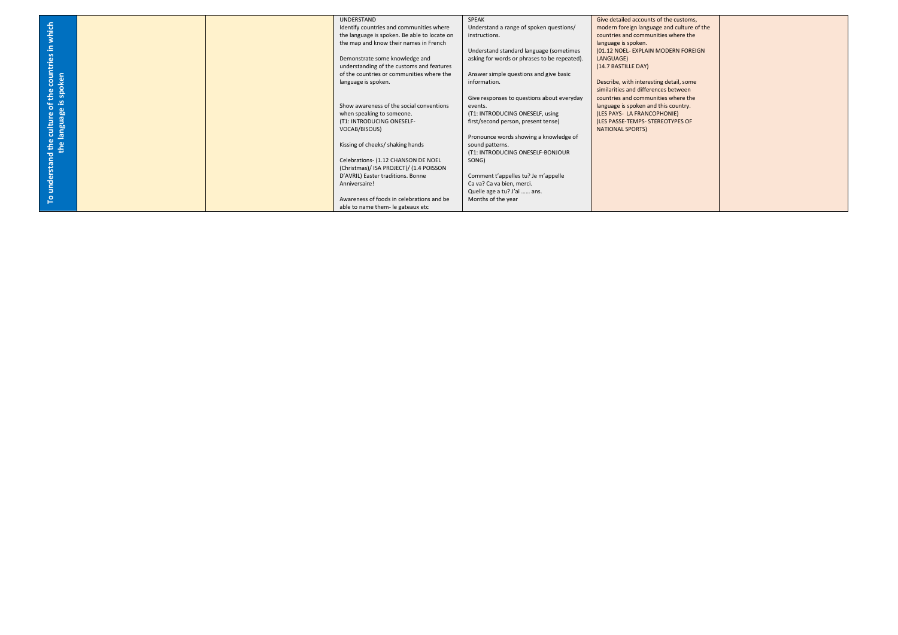| To understand the culture of the countries in which the language is spoken | | | UNDERSTAND<br>Identify countries and communities where the language is spoken. Be able to locate on the map and know their names in French<br><br>Demonstrate some knowledge and understanding of the customs and features of the countries or communities where the language is spoken.<br><br>Show awareness of the social conventions when speaking to someone.<br>(T1: INTRODUCING ONESELF-VOCAB/BISOUS)<br><br>Kissing of cheeks/ shaking hands<br><br>Celebrations- (1.12 CHANSON DE NOEL (Christmas)/ ISA PROJECT)/ (1.4 POISSON D'AVRIL) Easter traditions. Bonne Anniversaire!<br><br>Awareness of foods in celebrations and be able to name them- le gateaux etc | SPEAK<br>Understand a range of spoken questions/ instructions.<br><br>Understand standard language (sometimes asking for words or phrases to be repeated).<br><br>Answer simple questions and give basic information.<br><br>Give responses to questions about everyday events.<br>(T1: INTRODUCING ONESELF, using first/second person, present tense)<br><br>Pronounce words showing a knowledge of sound patterns.<br>(T1: INTRODUCING ONESELF-BONJOUR SONG)<br><br>Comment t'appelles tu? Je m'appelle<br>Ca va? Ca va bien, merci.<br>Quelle age a tu? J'ai …… ans.<br>Months of the year | Give detailed accounts of the customs, modern foreign language and culture of the countries and communities where the language is spoken.<br>(01.12 NOEL- EXPLAIN MODERN FOREIGN LANGUAGE)<br>(14.7 BASTILLE DAY)<br><br>Describe, with interesting detail, some similarities and differences between countries and communities where the language is spoken and this country.<br>(LES PAYS- LA FRANCOPHONIE)<br>(LES PASSE-TEMPS- STEREOTYPES OF NATIONAL SPORTS) | |
|---|---|---|---|---|---|---|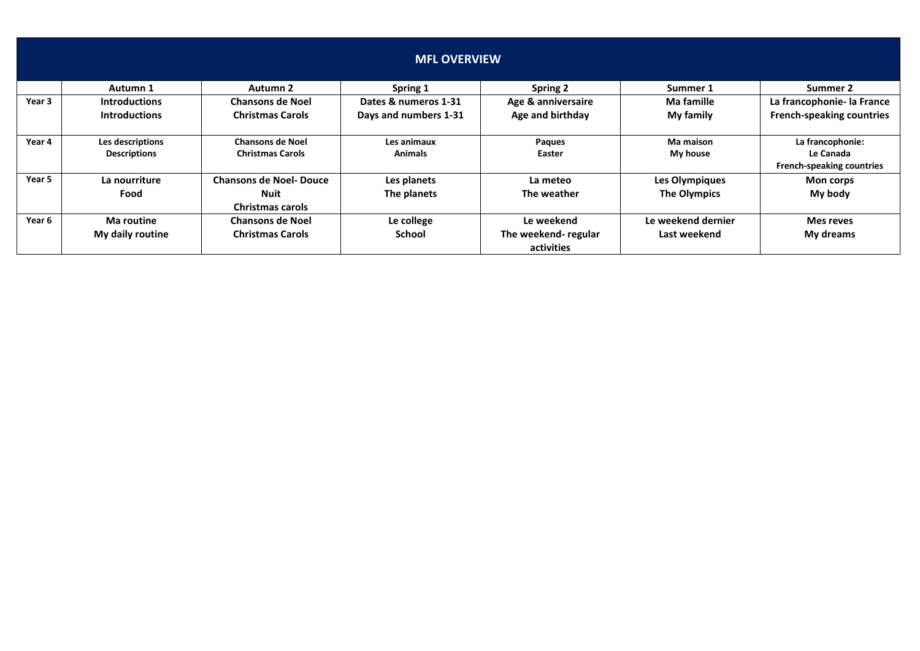# MFL OVERVIEW

| | Autumn 1 | Autumn 2 | Spring 1 | Spring 2 | Summer 1 | Summer 2 |
|---|---|---|---|---|---|---|
| Year 3 | Introductions<br>Introductions | Chansons de Noel<br>Christmas Carols | Dates & numeros 1-31<br>Days and numbers 1-31 | Age & anniversaire<br>Age and birthday | Ma famille<br>My family | La francophonie- la France<br>French-speaking countries |
| Year 4 | Les descriptions<br>Descriptions | Chansons de Noel<br>Christmas Carols | Les animaux<br>Animals | Paques<br>Easter | Ma maison<br>My house | La francophonie:<br>Le Canada<br>French-speaking countries |
| Year 5 | La nourriture<br>Food | Chansons de Noel- Douce Nuit<br>Christmas carols | Les planets<br>The planets | La meteo<br>The weather | Les Olympiques<br>The Olympics | Mon corps<br>My body |
| Year 6 | Ma routine<br>My daily routine | Chansons de Noel<br>Christmas Carols | Le college<br>School | Le weekend<br>The weekend- regular activities | Le weekend dernier<br>Last weekend | Mes reves<br>My dreams |